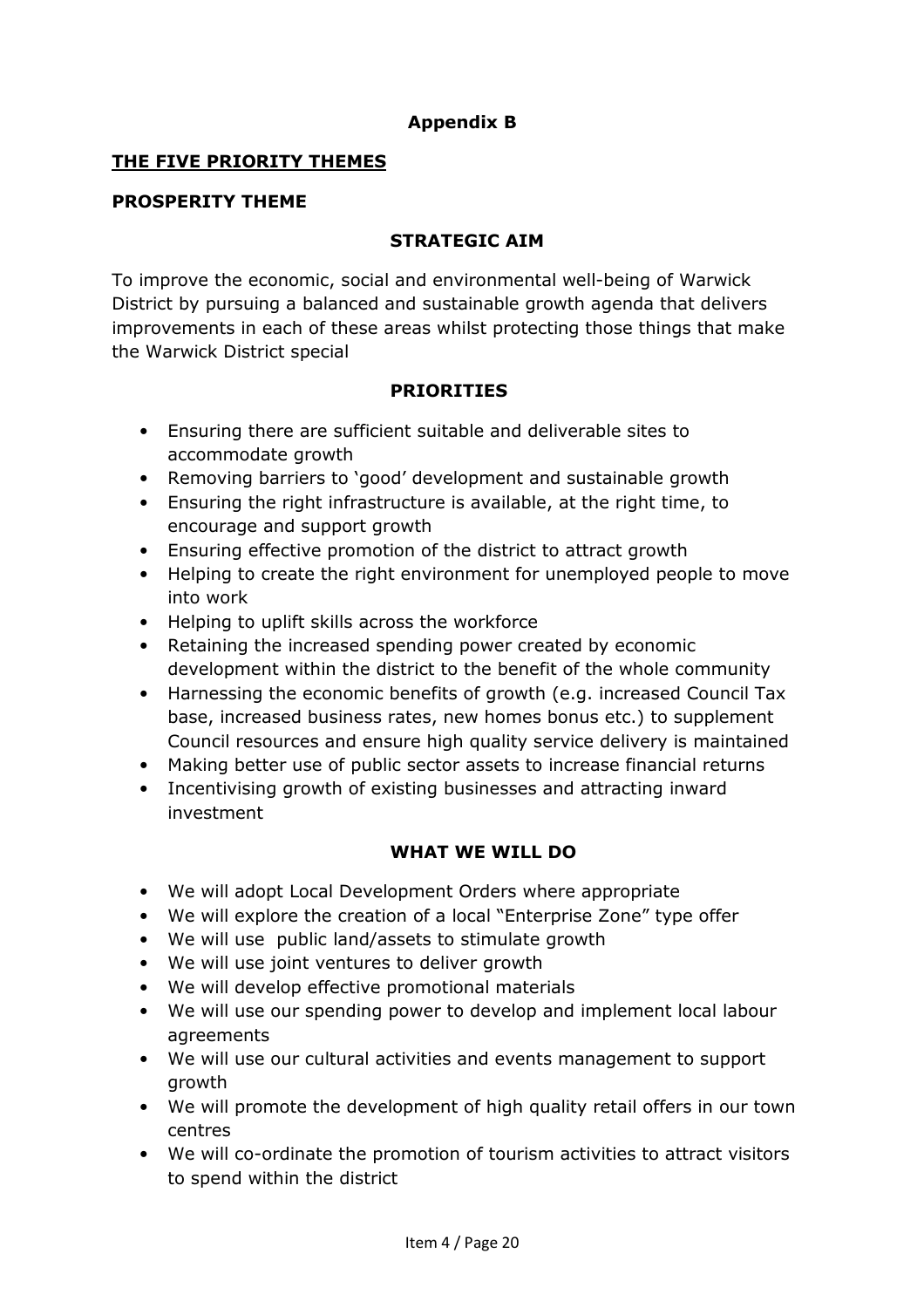**Appendix B**

## THE FIVE PRIORITY THEMES

### PROSPERITY THEME

**STRATEGIC AIM**

To improve the economic, social and environmental well-being of Warwick District by pursuing a balanced and sustainable growth agenda that delivers improvements in each of these areas whilst protecting those things that make the Warwick District special

**PRIORITIES**

- Ensuring there are sufficient suitable and deliverable sites to accommodate growth
- Removing barriers to 'good' development and sustainable growth
- Ensuring the right infrastructure is available, at the right time, to encourage and support growth
- Ensuring effective promotion of the district to attract growth
- Helping to create the right environment for unemployed people to move into work
- Helping to uplift skills across the workforce
- Retaining the increased spending power created by economic development within the district to the benefit of the whole community
- Harnessing the economic benefits of growth (e.g. increased Council Tax base, increased business rates, new homes bonus etc.) to supplement Council resources and ensure high quality service delivery is maintained
- Making better use of public sector assets to increase financial returns
- Incentivising growth of existing businesses and attracting inward investment

**WHAT WE WILL DO**

- We will adopt Local Development Orders where appropriate
- We will explore the creation of a local "Enterprise Zone" type offer
- We will use public land/assets to stimulate growth
- We will use joint ventures to deliver growth
- We will develop effective promotional materials
- We will use our spending power to develop and implement local labour agreements
- We will use our cultural activities and events management to support growth
- We will promote the development of high quality retail offers in our town centres
- We will co-ordinate the promotion of tourism activities to attract visitors to spend within the district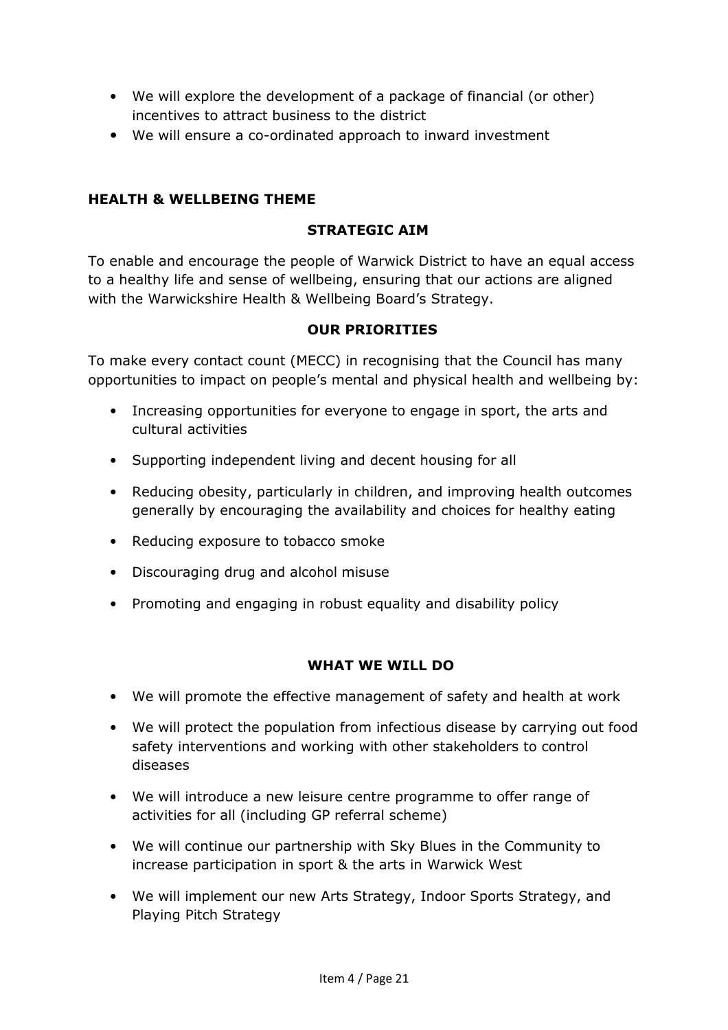- We will explore the development of a package of financial (or other) incentives to attract business to the district
- We will ensure a co-ordinated approach to inward investment

## HEALTH & WELLBEING THEME

### STRATEGIC AIM

To enable and encourage the people of Warwick District to have an equal access to a healthy life and sense of wellbeing, ensuring that our actions are aligned with the Warwickshire Health & Wellbeing Board's Strategy.

### OUR PRIORITIES

To make every contact count (MECC) in recognising that the Council has many opportunities to impact on people's mental and physical health and wellbeing by:

- Increasing opportunities for everyone to engage in sport, the arts and cultural activities
- Supporting independent living and decent housing for all
- Reducing obesity, particularly in children, and improving health outcomes generally by encouraging the availability and choices for healthy eating
- Reducing exposure to tobacco smoke
- Discouraging drug and alcohol misuse
- Promoting and engaging in robust equality and disability policy

### WHAT WE WILL DO

- We will promote the effective management of safety and health at work
- We will protect the population from infectious disease by carrying out food safety interventions and working with other stakeholders to control diseases
- We will introduce a new leisure centre programme to offer range of activities for all (including GP referral scheme)
- We will continue our partnership with Sky Blues in the Community to increase participation in sport & the arts in Warwick West
- We will implement our new Arts Strategy, Indoor Sports Strategy, and Playing Pitch Strategy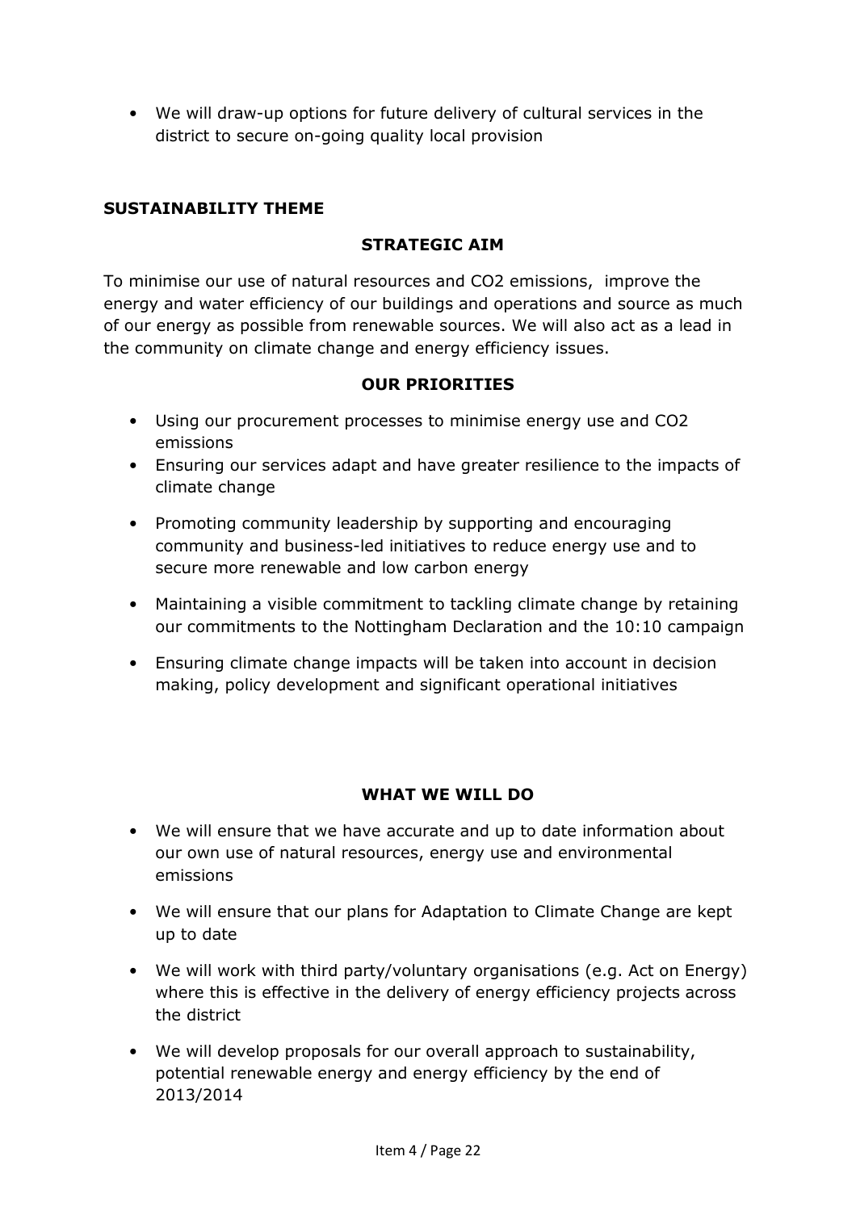- We will draw-up options for future delivery of cultural services in the district to secure on-going quality local provision

## SUSTAINABILITY THEME

### STRATEGIC AIM

To minimise our use of natural resources and $CO_2$ emissions, improve the energy and water efficiency of our buildings and operations and source as much of our energy as possible from renewable sources. We will also act as a lead in the community on climate change and energy efficiency issues.

### OUR PRIORITIES

- Using our procurement processes to minimise energy use and $CO_2$ emissions
- Ensuring our services adapt and have greater resilience to the impacts of climate change
- Promoting community leadership by supporting and encouraging community and business-led initiatives to reduce energy use and to secure more renewable and low carbon energy
- Maintaining a visible commitment to tackling climate change by retaining our commitments to the Nottingham Declaration and the 10:10 campaign
- Ensuring climate change impacts will be taken into account in decision making, policy development and significant operational initiatives

### WHAT WE WILL DO

- We will ensure that we have accurate and up to date information about our own use of natural resources, energy use and environmental emissions
- We will ensure that our plans for Adaptation to Climate Change are kept up to date
- We will work with third party/voluntary organisations (e.g. Act on Energy) where this is effective in the delivery of energy efficiency projects across the district
- We will develop proposals for our overall approach to sustainability, potential renewable energy and energy efficiency by the end of 2013/2014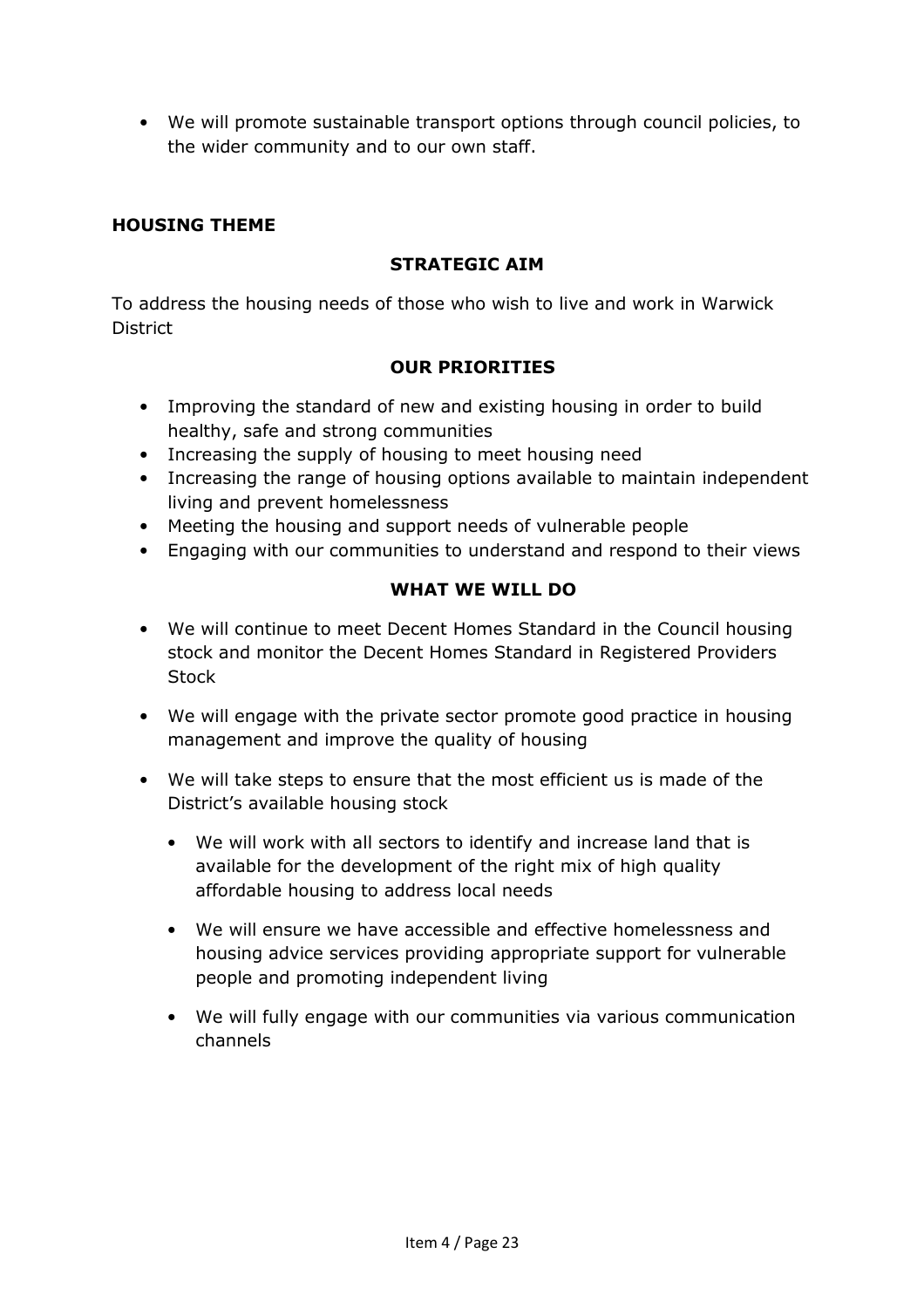- We will promote sustainable transport options through council policies, to the wider community and to our own staff.

**HOUSING THEME**

**STRATEGIC AIM**

To address the housing needs of those who wish to live and work in Warwick District

**OUR PRIORITIES**

- Improving the standard of new and existing housing in order to build healthy, safe and strong communities
- Increasing the supply of housing to meet housing need
- Increasing the range of housing options available to maintain independent living and prevent homelessness
- Meeting the housing and support needs of vulnerable people
- Engaging with our communities to understand and respond to their views

**WHAT WE WILL DO**

- We will continue to meet Decent Homes Standard in the Council housing stock and monitor the Decent Homes Standard in Registered Providers Stock

- We will engage with the private sector promote good practice in housing management and improve the quality of housing

- We will take steps to ensure that the most efficient us is made of the District's available housing stock

  - We will work with all sectors to identify and increase land that is available for the development of the right mix of high quality affordable housing to address local needs

  - We will ensure we have accessible and effective homelessness and housing advice services providing appropriate support for vulnerable people and promoting independent living

  - We will fully engage with our communities via various communication channels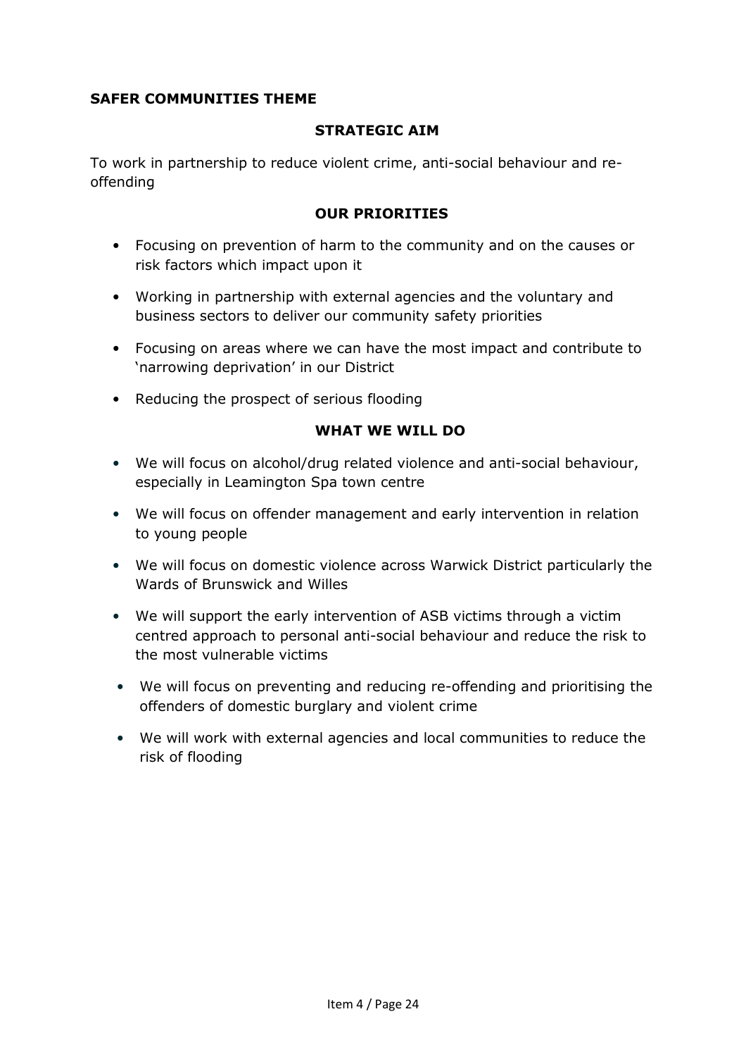## SAFER COMMUNITIES THEME

### STRATEGIC AIM

To work in partnership to reduce violent crime, anti-social behaviour and re-offending

### OUR PRIORITIES

- Focusing on prevention of harm to the community and on the causes or risk factors which impact upon it
- Working in partnership with external agencies and the voluntary and business sectors to deliver our community safety priorities
- Focusing on areas where we can have the most impact and contribute to 'narrowing deprivation' in our District
- Reducing the prospect of serious flooding

### WHAT WE WILL DO

- We will focus on alcohol/drug related violence and anti-social behaviour, especially in Leamington Spa town centre
- We will focus on offender management and early intervention in relation to young people
- We will focus on domestic violence across Warwick District particularly the Wards of Brunswick and Willes
- We will support the early intervention of ASB victims through a victim centred approach to personal anti-social behaviour and reduce the risk to the most vulnerable victims
- We will focus on preventing and reducing re-offending and prioritising the offenders of domestic burglary and violent crime
- We will work with external agencies and local communities to reduce the risk of flooding